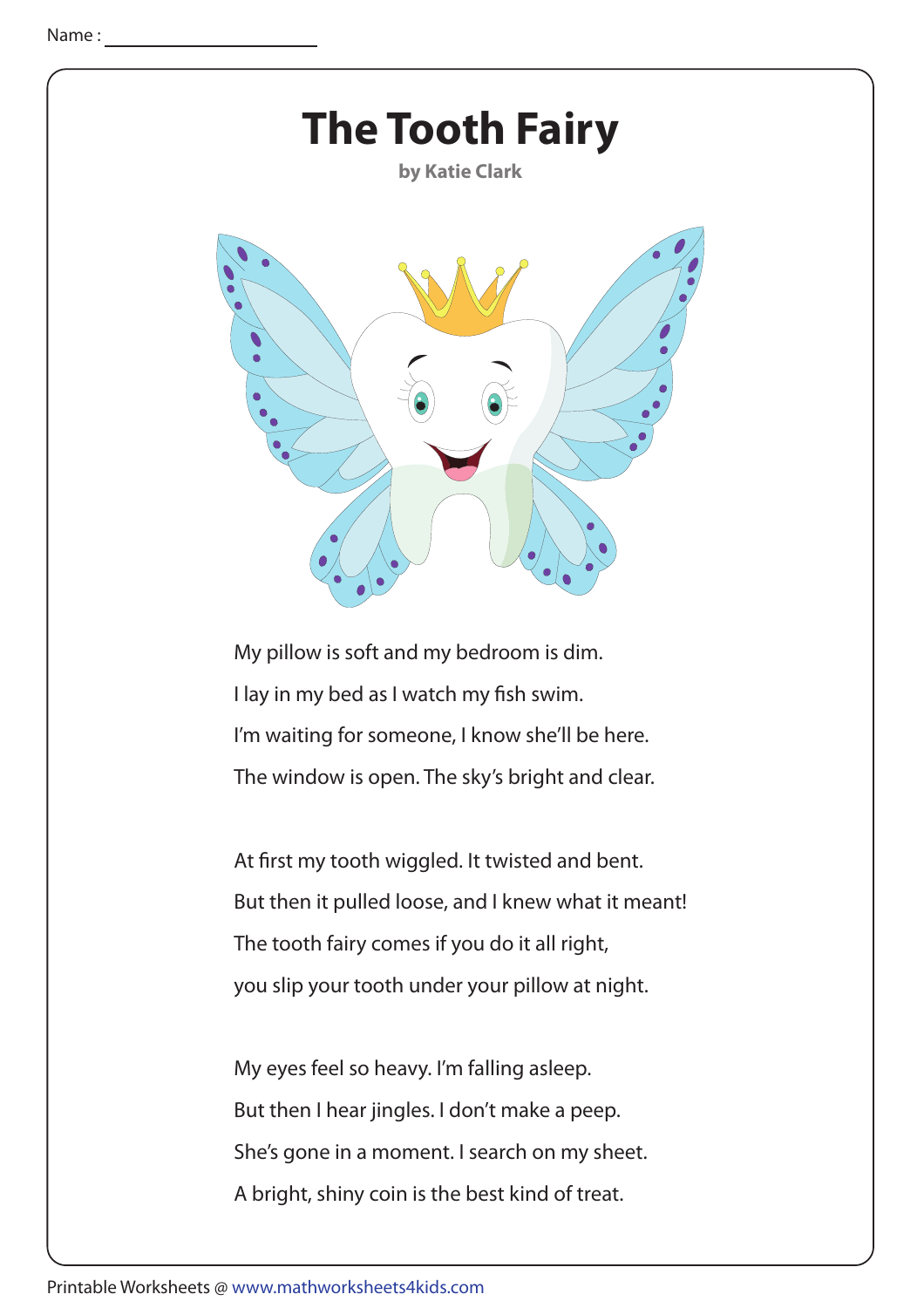Name : ____________________

# The Tooth Fairy

**by Katie Clark**

My pillow is soft and my bedroom is dim.
I lay in my bed as I watch my fish swim.
I'm waiting for someone, I know she'll be here.
The window is open. The sky's bright and clear.

At first my tooth wiggled. It twisted and bent.
But then it pulled loose, and I knew what it meant!
The tooth fairy comes if you do it all right,
you slip your tooth under your pillow at night.

My eyes feel so heavy. I'm falling asleep.
But then I hear jingles. I don't make a peep.
She's gone in a moment. I search on my sheet.
A bright, shiny coin is the best kind of treat.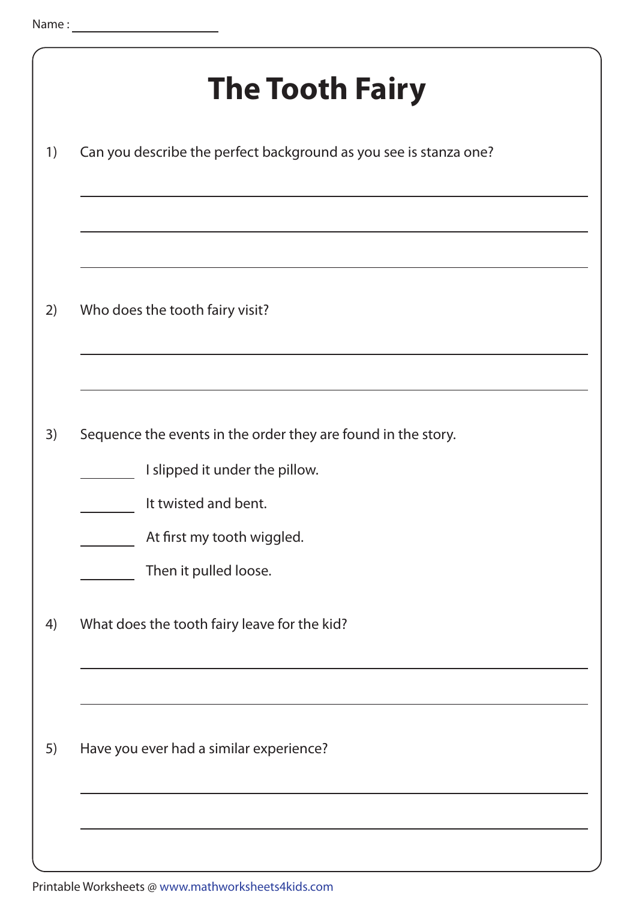Name : ____________________

# The Tooth Fairy

1) Can you describe the perfect background as you see is stanza one?

_______________________________________________

_______________________________________________

_______________________________________________

2) Who does the tooth fairy visit?

_______________________________________________

_______________________________________________

3) Sequence the events in the order they are found in the story.

_______ I slipped it under the pillow.

_______ It twisted and bent.

_______ At first my tooth wiggled.

_______ Then it pulled loose.

4) What does the tooth fairy leave for the kid?

_______________________________________________

_______________________________________________

5) Have you ever had a similar experience?

_______________________________________________

_______________________________________________

Printable Worksheets @ www.mathworksheets4kids.com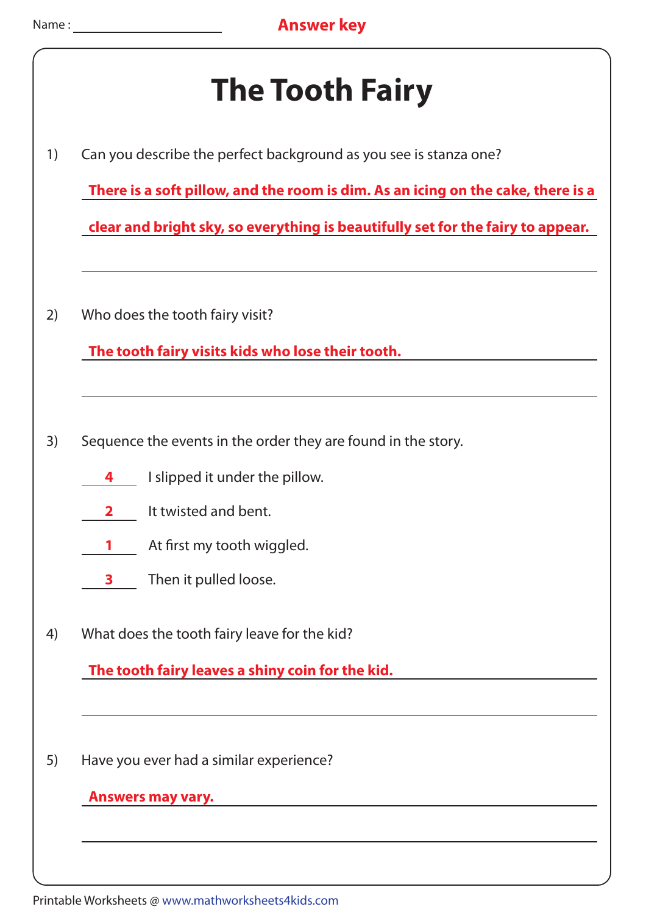Name : ____________________ **Answer key**

# The Tooth Fairy

1) Can you describe the perfect background as you see is stanza one?

**There is a soft pillow, and the room is dim. As an icing on the cake, there is a clear and bright sky, so everything is beautifully set for the fairy to appear.**

2) Who does the tooth fairy visit?

**The tooth fairy visits kids who lose their tooth.**

3) Sequence the events in the order they are found in the story.

**4** I slipped it under the pillow.

**2** It twisted and bent.

**1** At first my tooth wiggled.

**3** Then it pulled loose.

4) What does the tooth fairy leave for the kid?

**The tooth fairy leaves a shiny coin for the kid.**

5) Have you ever had a similar experience?

**Answers may vary.**

Printable Worksheets @ www.mathworksheets4kids.com